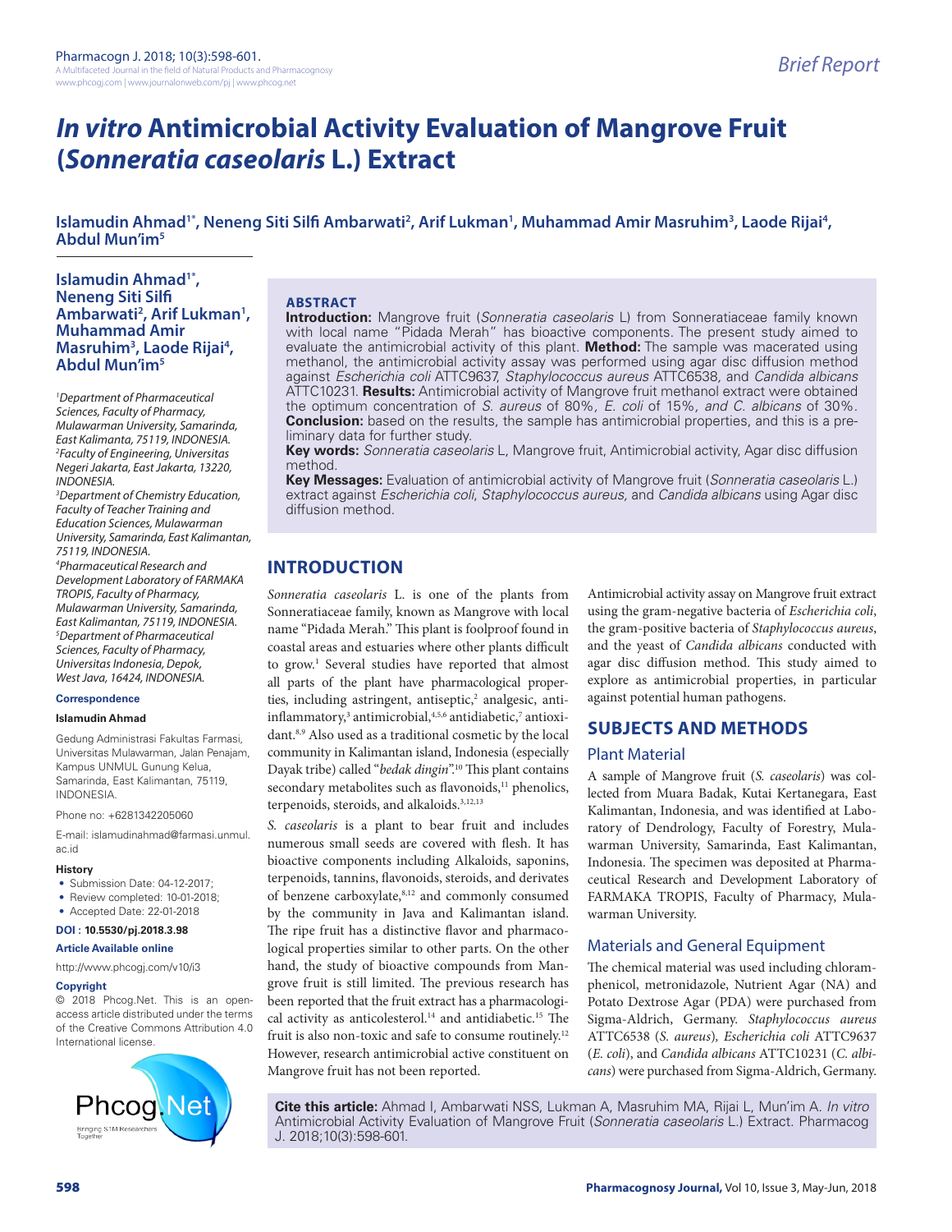# *In vitro* Antimicrobial Activity Evaluation of Mangrove Fruit (*Sonneratia caseolaris* L.) Extract

**Islamudin Ahmad[1*], Neneng Siti Silfi Ambarwati[2], Arif Lukman[1], Muhammad Amir Masruhim[3], Laode Rijai[4], Abdul Mun'im[5]**

[1]*Department of Pharmaceutical Sciences, Faculty of Pharmacy, Mulawarman University, Samarinda, East Kalimanta, 75119, INDONESIA.*
[2]*Faculty of Engineering, Universitas Negeri Jakarta, East Jakarta, 13220, INDONESIA.*
[3]*Department of Chemistry Education, Faculty of Teacher Training and Education Sciences, Mulawarman University, Samarinda, East Kalimantan, 75119, INDONESIA.*
[4]*Pharmaceutical Research and Development Laboratory of FARMAKA TROPIS, Faculty of Pharmacy, Mulawarman University, Samarinda, East Kalimantan, 75119, INDONESIA.*
[5]*Department of Pharmaceutical Sciences, Faculty of Pharmacy, Universitas Indonesia, Depok, West Java, 16424, INDONESIA.*

**Correspondence**

**Islamudin Ahmad**

Gedung Administrasi Fakultas Farmasi, Universitas Mulawarman, Jalan Penajam, Kampus UNMUL Gunung Kelua, Samarinda, East Kalimantan, 75119, INDONESIA.

Phone no: +6281342205060

E-mail: islamudinahmad@farmasi.unmul.ac.id

**History**

- Submission Date: 04-12-2017;
- Review completed: 10-01-2018;
- Accepted Date: 22-01-2018

**DOI : 10.5530/pj.2018.3.98**

**Article Available online**

http://www.phcogj.com/v10/i3

**Copyright**

© 2018 Phcog.Net. This is an open-access article distributed under the terms of the Creative Commons Attribution 4.0 International license.

## ABSTRACT

**Introduction:** Mangrove fruit (*Sonneratia caseolaris* L) from Sonneratiaceae family known with local name "Pidada Merah" has bioactive components. The present study aimed to evaluate the antimicrobial activity of this plant. **Method:** The sample was macerated using methanol, the antimicrobial activity assay was performed using agar disc diffusion method against *Escherichia coli* ATTC9637, *Staphylococcus aureus* ATTC6538, and *Candida albicans* ATTC10231. **Results:** Antimicrobial activity of Mangrove fruit methanol extract were obtained the optimum concentration of *S. aureus* of 80%, *E. coli* of 15%, *and C. albicans* of 30%. **Conclusion:** based on the results, the sample has antimicrobial properties, and this is a preliminary data for further study.

**Key words:** *Sonneratia caseolaris* L, Mangrove fruit, Antimicrobial activity, Agar disc diffusion method.

**Key Messages:** Evaluation of antimicrobial activity of Mangrove fruit (*Sonneratia caseolaris* L.) extract against *Escherichia coli*, *Staphylococcus aureus,* and *Candida albicans* using Agar disc diffusion method.

## INTRODUCTION

*Sonneratia caseolaris* L. is one of the plants from Sonneratiaceae family, known as Mangrove with local name "Pidada Merah." This plant is foolproof found in coastal areas and estuaries where other plants difficult to grow.[1] Several studies have reported that almost all parts of the plant have pharmacological properties, including astringent, antiseptic,[2] analgesic, anti-inflammatory,[3] antimicrobial,[4,5,6] antidiabetic,[7] antioxidant.[8,9] Also used as a traditional cosmetic by the local community in Kalimantan island, Indonesia (especially Dayak tribe) called "*bedak dingin*".[10] This plant contains secondary metabolites such as flavonoids,[11] phenolics, terpenoids, steroids, and alkaloids.[3,12,13]

*S. caseolaris* is a plant to bear fruit and includes numerous small seeds are covered with flesh. It has bioactive components including Alkaloids, saponins, terpenoids, tannins, flavonoids, steroids, and derivates of benzene carboxylate,[8,12] and commonly consumed by the community in Java and Kalimantan island. The ripe fruit has a distinctive flavor and pharmacological properties similar to other parts. On the other hand, the study of bioactive compounds from Mangrove fruit is still limited. The previous research has been reported that the fruit extract has a pharmacological activity as anticolesterol.[14] and antidiabetic.[15] The fruit is also non-toxic and safe to consume routinely.[12] However, research antimicrobial active constituent on Mangrove fruit has not been reported.

Antimicrobial activity assay on Mangrove fruit extract using the gram-negative bacteria of *Escherichia coli*, the gram-positive bacteria of *Staphylococcus aureus*, and the yeast of *Candida albicans* conducted with agar disc diffusion method. This study aimed to explore as antimicrobial properties, in particular against potential human pathogens.

## SUBJECTS AND METHODS

### Plant Material

A sample of Mangrove fruit (*S. caseolaris*) was collected from Muara Badak, Kutai Kertanegara, East Kalimantan, Indonesia, and was identified at Laboratory of Dendrology, Faculty of Forestry, Mulawarman University, Samarinda, East Kalimantan, Indonesia. The specimen was deposited at Pharmaceutical Research and Development Laboratory of FARMAKA TROPIS, Faculty of Pharmacy, Mulawarman University.

### Materials and General Equipment

The chemical material was used including chloramphenicol, metronidazole, Nutrient Agar (NA) and Potato Dextrose Agar (PDA) were purchased from Sigma-Aldrich, Germany. *Staphylococcus aureus* ATTC6538 (*S. aureus*), *Escherichia coli* ATTC9637 (*E. coli*), and *Candida albicans* ATTC10231 (*C. albicans*) were purchased from Sigma-Aldrich, Germany.

**Cite this article:** Ahmad I, Ambarwati NSS, Lukman A, Masruhim MA, Rijai L, Mun'im A. *In vitro* Antimicrobial Activity Evaluation of Mangrove Fruit (*Sonneratia caseolaris* L.) Extract. Pharmacog J. 2018;10(3):598-601.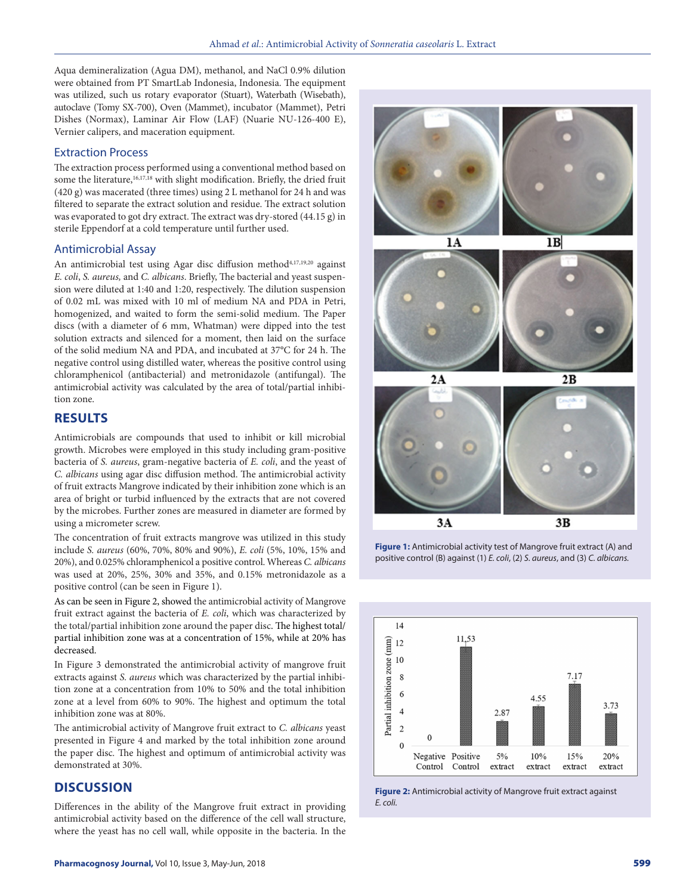Aqua demineralization (Agua DM), methanol, and NaCl 0.9% dilution were obtained from PT SmartLab Indonesia, Indonesia. The equipment was utilized, such us rotary evaporator (Stuart), Waterbath (Wisebath), autoclave (Tomy SX-700), Oven (Mammet), incubator (Mammet), Petri Dishes (Normax), Laminar Air Flow (LAF) (Nuarie NU-126-400 E), Vernier calipers, and maceration equipment.

### Extraction Process

The extraction process performed using a conventional method based on some the literature,[16,17,18] with slight modification. Briefly, the dried fruit (420 g) was macerated (three times) using 2 L methanol for 24 h and was filtered to separate the extract solution and residue. The extract solution was evaporated to got dry extract. The extract was dry-stored (44.15 g) in sterile Eppendorf at a cold temperature until further used.

### Antimicrobial Assay

An antimicrobial test using Agar disc diffusion method[4,17,19,20] against *E. coli*, *S. aureus,* and *C. albicans*. Briefly, The bacterial and yeast suspension were diluted at 1:40 and 1:20, respectively. The dilution suspension of 0.02 mL was mixed with 10 ml of medium NA and PDA in Petri, homogenized, and waited to form the semi-solid medium. The Paper discs (with a diameter of 6 mm, Whatman) were dipped into the test solution extracts and silenced for a moment, then laid on the surface of the solid medium NA and PDA, and incubated at 37°C for 24 h. The negative control using distilled water, whereas the positive control using chloramphenicol (antibacterial) and metronidazole (antifungal). The antimicrobial activity was calculated by the area of total/partial inhibition zone.

## RESULTS

Antimicrobials are compounds that used to inhibit or kill microbial growth. Microbes were employed in this study including gram-positive bacteria of *S. aureus*, gram-negative bacteria of *E. coli*, and the yeast of *C. albicans* using agar disc diffusion method. The antimicrobial activity of fruit extracts Mangrove indicated by their inhibition zone which is an area of bright or turbid influenced by the extracts that are not covered by the microbes. Further zones are measured in diameter are formed by using a micrometer screw.

The concentration of fruit extracts mangrove was utilized in this study include *S. aureus* (60%, 70%, 80% and 90%), *E. coli* (5%, 10%, 15% and 20%), and 0.025% chloramphenicol a positive control. Whereas *C. albicans* was used at 20%, 25%, 30% and 35%, and 0.15% metronidazole as a positive control (can be seen in Figure 1).

As can be seen in Figure 2, showed the antimicrobial activity of Mangrove fruit extract against the bacteria of *E. coli*, which was characterized by the total/partial inhibition zone around the paper disc. The highest total/partial inhibition zone was at a concentration of 15%, while at 20% has decreased.

In Figure 3 demonstrated the antimicrobial activity of mangrove fruit extracts against *S. aureus* which was characterized by the partial inhibition zone at a concentration from 10% to 50% and the total inhibition zone at a level from 60% to 90%. The highest and optimum the total inhibition zone was at 80%.

The antimicrobial activity of Mangrove fruit extract to *C. albicans* yeast presented in Figure 4 and marked by the total inhibition zone around the paper disc. The highest and optimum of antimicrobial activity was demonstrated at 30%.

## DISCUSSION

Differences in the ability of the Mangrove fruit extract in providing antimicrobial activity based on the difference of the cell wall structure, where the yeast has no cell wall, while opposite in the bacteria. In the

1A
1B
2A
2B
3A
3B

**Figure 1:** Antimicrobial activity test of Mangrove fruit extract (A) and positive control (B) against (1) *E. coli*, (2) *S. aureus*, and (3) *C. albicans.*

Partial inhibition zone (mm)
14
12
10
8
6
4
2
0
0
11,53
2.87
4.55
7.17
3.73
Negative Control
Positive Control
5% extract
10% extract
15% extract
20% extract

**Figure 2:** Antimicrobial activity of Mangrove fruit extract against *E. coli.*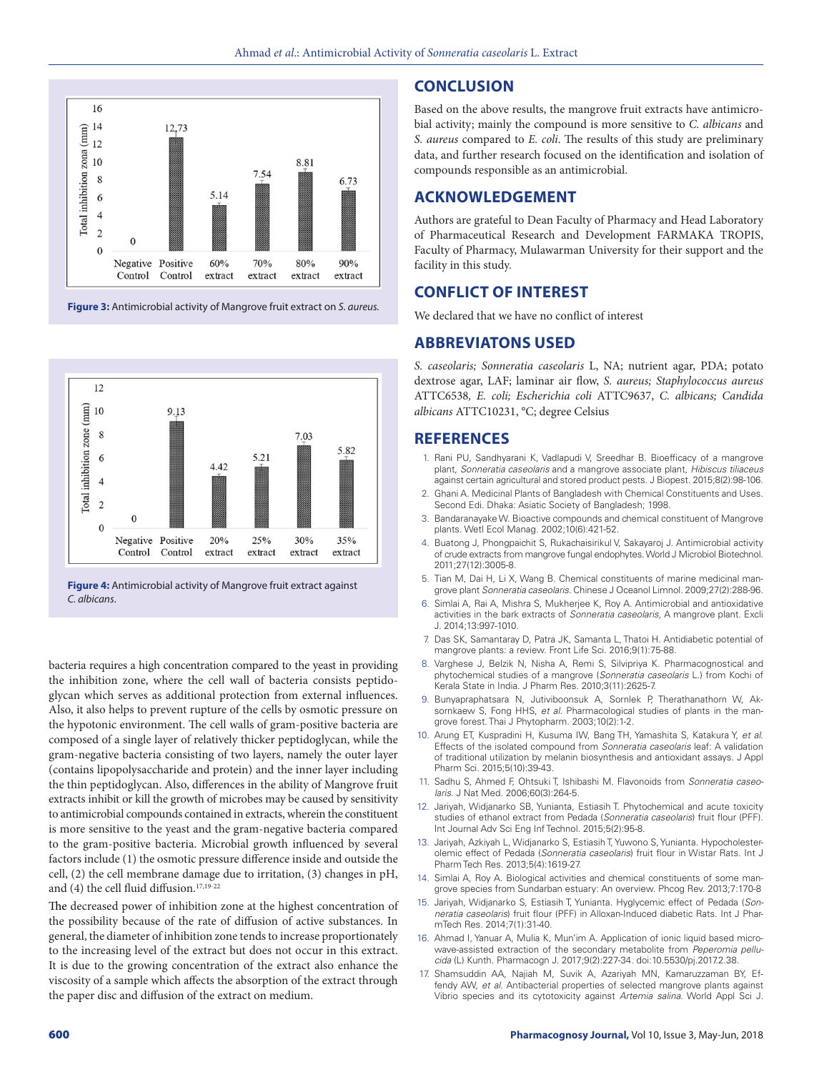16
14
12
10
8
6
4
2
0
Total inhibition zona (mm)
12.73
5.14
7.54
8.81
6.73
0
Negative Control
Positive Control
60% extract
70% extract
80% extract
90% extract

**Figure 3:** Antimicrobial activity of Mangrove fruit extract on *S. aureus.*

12
10
8
6
4
2
0
Total inhibition zone (mm)
9.13
4.42
5.21
7.03
5.82
0
Negative Control
Positive Control
20% extract
25% extract
30% extract
35% extract

**Figure 4:** Antimicrobial activity of Mangrove fruit extract against *C. albicans*.

bacteria requires a high concentration compared to the yeast in providing the inhibition zone, where the cell wall of bacteria consists peptidoglycan which serves as additional protection from external influences. Also, it also helps to prevent rupture of the cells by osmotic pressure on the hypotonic environment. The cell walls of gram-positive bacteria are composed of a single layer of relatively thicker peptidoglycan, while the gram-negative bacteria consisting of two layers, namely the outer layer (contains lipopolysaccharide and protein) and the inner layer including the thin peptidoglycan. Also, differences in the ability of Mangrove fruit extracts inhibit or kill the growth of microbes may be caused by sensitivity to antimicrobial compounds contained in extracts, wherein the constituent is more sensitive to the yeast and the gram-negative bacteria compared to the gram-positive bacteria. Microbial growth influenced by several factors include (1) the osmotic pressure difference inside and outside the cell, (2) the cell membrane damage due to irritation, (3) changes in pH, and (4) the cell fluid diffusion.[17,19-22]

The decreased power of inhibition zone at the highest concentration of the possibility because of the rate of diffusion of active substances. In general, the diameter of inhibition zone tends to increase proportionately to the increasing level of the extract but does not occur in this extract. It is due to the growing concentration of the extract also enhance the viscosity of a sample which affects the absorption of the extract through the paper disc and diffusion of the extract on medium.

## CONCLUSION

Based on the above results, the mangrove fruit extracts have antimicrobial activity; mainly the compound is more sensitive to *C. albicans* and *S. aureus* compared to *E. coli*. The results of this study are preliminary data, and further research focused on the identification and isolation of compounds responsible as an antimicrobial.

## ACKNOWLEDGEMENT

Authors are grateful to Dean Faculty of Pharmacy and Head Laboratory of Pharmaceutical Research and Development FARMAKA TROPIS, Faculty of Pharmacy, Mulawarman University for their support and the facility in this study.

## CONFLICT OF INTEREST

We declared that we have no conflict of interest

## ABBREVIATONS USED

*S. caseolaris; Sonneratia caseolaris* L, NA; nutrient agar, PDA; potato dextrose agar, LAF; laminar air flow, *S. aureus; Staphylococcus aureus* ATTC6538, *E. coli; Escherichia coli* ATTC9637, *C. albicans; Candida albicans* ATTC10231, °C; degree Celsius

## REFERENCES

1. Rani PU, Sandhyarani K, Vadlapudi V, Sreedhar B. Bioefficacy of a mangrove plant, *Sonneratia caseolaris* and a mangrove associate plant, *Hibiscus tiliaceus* against certain agricultural and stored product pests. J Biopest. 2015;8(2):98-106.
2. Ghani A. Medicinal Plants of Bangladesh with Chemical Constituents and Uses. Second Edi. Dhaka: Asiatic Society of Bangladesh; 1998.
3. Bandaranayake W. Bioactive compounds and chemical constituent of Mangrove plants. Wetl Ecol Manag. 2002;10(6):421-52.
4. Buatong J, Phongpaichit S, Rukachaisirikul V, Sakayaroj J. Antimicrobial activity of crude extracts from mangrove fungal endophytes. World J Microbiol Biotechnol. 2011;27(12):3005-8.
5. Tian M, Dai H, Li X, Wang B. Chemical constituents of marine medicinal mangrove plant *Sonneratia caseolaris*. Chinese J Oceanol Limnol. 2009;27(2):288-96.
6. Simlai A, Rai A, Mishra S, Mukherjee K, Roy A. Antimicrobial and antioxidative activities in the bark extracts of *Sonneratia caseolaris*, A mangrove plant. Excli J. 2014;13:997-1010.
7. Das SK, Samantaray D, Patra JK, Samanta L, Thatoi H. Antidiabetic potential of mangrove plants: a review. Front Life Sci. 2016;9(1):75-88.
8. Varghese J, Belzik N, Nisha A, Remi S, Silvipriya K. Pharmacognostical and phytochemical studies of a mangrove (*Sonneratia caseolaris* L.) from Kochi of Kerala State in India. J Pharm Res. 2010;3(11):2625-7.
9. Bunyapraphatsara N, Jutiviboonsuk A, Sornlek P, Therathanathorn W, Aksornkaew S, Fong HHS, *et al.* Pharmacological studies of plants in the mangrove forest. Thai J Phytopharm. 2003;10(2):1-2.
10. Arung ET, Kuspradini H, Kusuma IW, Bang TH, Yamashita S, Katakura Y, *et al.* Effects of the isolated compound from *Sonneratia caseolaris* leaf: A validation of traditional utilization by melanin biosynthesis and antioxidant assays. J Appl Pharm Sci. 2015;5(10):39-43.
11. Sadhu S, Ahmed F, Ohtsuki T, Ishibashi M. Flavonoids from *Sonneratia caseolaris*. J Nat Med. 2006;60(3):264-5.
12. Jariyah, Widjanarko SB, Yunianta, Estiasih T. Phytochemical and acute toxicity studies of ethanol extract from Pedada (*Sonneratia caseolaris*) fruit flour (PFF). Int Journal Adv Sci Eng Inf Technol. 2015;5(2):95-8.
13. Jariyah, Azkiyah L, Widjanarko S, Estiasih T, Yuwono S, Yunianta. Hypocholesterolemic effect of Pedada (*Sonneratia caseolaris*) fruit flour in Wistar Rats. Int J Pharm Tech Res. 2013;5(4):1619-27.
14. Simlai A, Roy A. Biological activities and chemical constituents of some mangrove species from Sundarban estuary: An overview. Phcog Rev. 2013;7:170-8
15. Jariyah, Widjanarko S, Estiasih T, Yunianta. Hyglycemic effect of Pedada (*Sonneratia caseolaris*) fruit flour (PFF) in Alloxan-Induced diabetic Rats. Int J PharmTech Res. 2014;7(1):31-40.
16. Ahmad I, Yanuar A, Mulia K, Mun'im A. Application of ionic liquid based microwave-assisted extraction of the secondary metabolite from *Peperomia pellucida* (L) Kunth. Pharmacogn J. 2017;9(2):227-34. doi:10.5530/pj.2017.2.38.
17. Shamsuddin AA, Najiah M, Suvik A, Azariyah MN, Kamaruzzaman BY, Effendy AW, *et al.* Antibacterial properties of selected mangrove plants against Vibrio species and its cytotoxicity against *Artemia salina*. World Appl Sci J.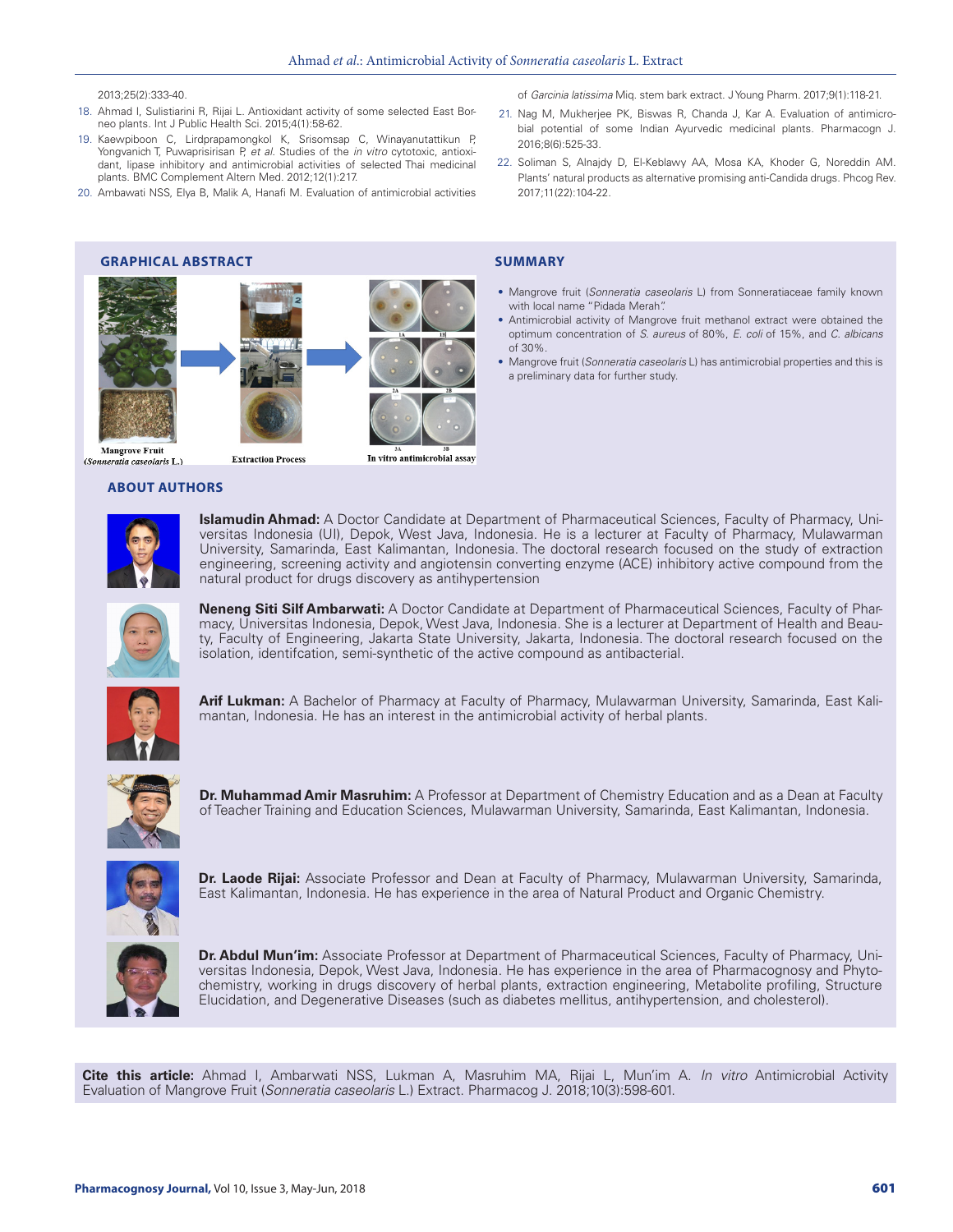2013;25(2):333-40.

18. Ahmad I, Sulistiarini R, Rijai L. Antioxidant activity of some selected East Borneo plants. Int J Public Health Sci. 2015;4(1):58-62.
19. Kaewpiboon C, Lirdprapamongkol K, Srisomsap C, Winayanutattikun P, Yongvanich T, Puwaprisirisan P, *et al.* Studies of the *in vitro* cytotoxic, antioxidant, lipase inhibitory and antimicrobial activities of selected Thai medicinal plants. BMC Complement Altern Med. 2012;12(1):217.
20. Ambawati NSS, Elya B, Malik A, Hanafi M. Evaluation of antimicrobial activities of *Garcinia latissima* Miq. stem bark extract. J Young Pharm. 2017;9(1):118-21.
21. Nag M, Mukherjee PK, Biswas R, Chanda J, Kar A. Evaluation of antimicrobial potential of some Indian Ayurvedic medicinal plants. Pharmacogn J. 2016;8(6):525-33.
22. Soliman S, Alnajdy D, El-Keblawy AA, Mosa KA, Khoder G, Noreddin AM. Plants' natural products as alternative promising anti-Candida drugs. Phcog Rev. 2017;11(22):104-22.

## GRAPHICAL ABSTRACT

Mangrove Fruit (*Sonneratia caseolaris* L.)

Extraction Process

In vitro antimicrobial assay

## SUMMARY

- Mangrove fruit (*Sonneratia caseolaris* L) from Sonneratiaceae family known with local name "Pidada Merah".
- Antimicrobial activity of Mangrove fruit methanol extract were obtained the optimum concentration of *S. aureus* of 80%, *E. coli* of 15%, and *C. albicans* of 30%.
- Mangrove fruit (*Sonneratia caseolaris* L) has antimicrobial properties and this is a preliminary data for further study.

## ABOUT AUTHORS

**Islamudin Ahmad:** A Doctor Candidate at Department of Pharmaceutical Sciences, Faculty of Pharmacy, Universitas Indonesia (UI), Depok, West Java, Indonesia. He is a lecturer at Faculty of Pharmacy, Mulawarman University, Samarinda, East Kalimantan, Indonesia. The doctoral research focused on the study of extraction engineering, screening activity and angiotensin converting enzyme (ACE) inhibitory active compound from the natural product for drugs discovery as antihypertension

**Neneng Siti Silf Ambarwati:** A Doctor Candidate at Department of Pharmaceutical Sciences, Faculty of Pharmacy, Universitas Indonesia, Depok, West Java, Indonesia. She is a lecturer at Department of Health and Beauty, Faculty of Engineering, Jakarta State University, Jakarta, Indonesia. The doctoral research focused on the isolation, identifcation, semi-synthetic of the active compound as antibacterial.

**Arif Lukman:** A Bachelor of Pharmacy at Faculty of Pharmacy, Mulawarman University, Samarinda, East Kalimantan, Indonesia. He has an interest in the antimicrobial activity of herbal plants.

**Dr. Muhammad Amir Masruhim:** A Professor at Department of Chemistry Education and as a Dean at Faculty of Teacher Training and Education Sciences, Mulawarman University, Samarinda, East Kalimantan, Indonesia.

**Dr. Laode Rijai:** Associate Professor and Dean at Faculty of Pharmacy, Mulawarman University, Samarinda, East Kalimantan, Indonesia. He has experience in the area of Natural Product and Organic Chemistry.

**Dr. Abdul Mun'im:** Associate Professor at Department of Pharmaceutical Sciences, Faculty of Pharmacy, Universitas Indonesia, Depok, West Java, Indonesia. He has experience in the area of Pharmacognosy and Phytochemistry, working in drugs discovery of herbal plants, extraction engineering, Metabolite profiling, Structure Elucidation, and Degenerative Diseases (such as diabetes mellitus, antihypertension, and cholesterol).

**Cite this article:** Ahmad I, Ambarwati NSS, Lukman A, Masruhim MA, Rijai L, Mun'im A. *In vitro* Antimicrobial Activity Evaluation of Mangrove Fruit (*Sonneratia caseolaris* L.) Extract. Pharmacog J. 2018;10(3):598-601.